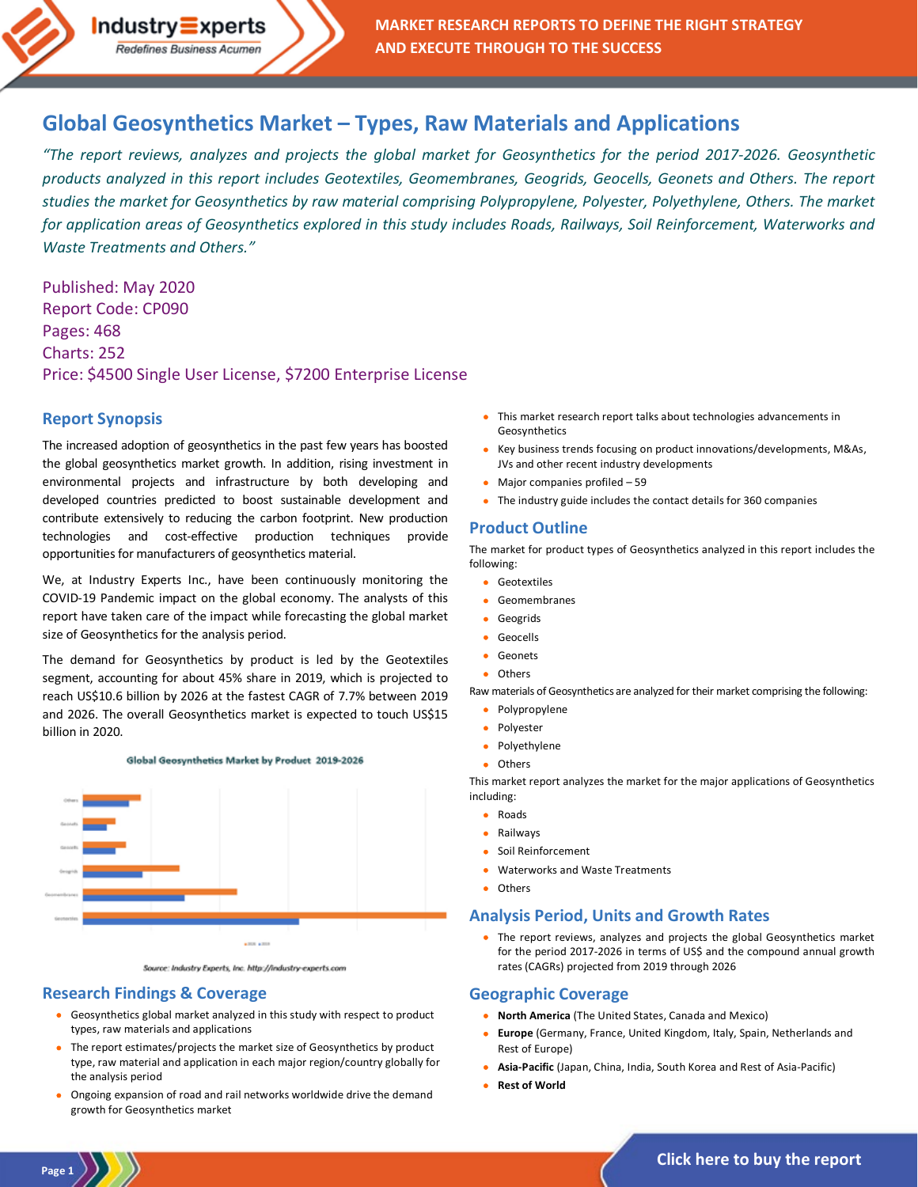# Global Geosynthetics Market – Types, Raw Materials and Applications

*"The report reviews, analyzes and projects the global market for Geosynthetics for the period 2017-2026. Geosynthetic products analyzed in this report includes Geotextiles, Geomembranes, Geogrids, Geocells, Geonets and Others. The report studies the market for Geosynthetics by raw material comprising Polypropylene, Polyester, Polyethylene, Others. The market for application areas of Geosynthetics explored in this study includes Roads, Railways, Soil Reinforcement, Waterworks and Waste Treatments and Others."*

Published: May 2020
Report Code: CP090
Pages: 468
Charts: 252
Price: $4500 Single User License, $7200 Enterprise License

## Report Synopsis

The increased adoption of geosynthetics in the past few years has boosted the global geosynthetics market growth. In addition, rising investment in environmental projects and infrastructure by both developing and developed countries predicted to boost sustainable development and contribute extensively to reducing the carbon footprint. New production technologies and cost-effective production techniques provide opportunities for manufacturers of geosynthetics material.

We, at Industry Experts Inc., have been continuously monitoring the COVID-19 Pandemic impact on the global economy. The analysts of this report have taken care of the impact while forecasting the global market size of Geosynthetics for the analysis period.

The demand for Geosynthetics by product is led by the Geotextiles segment, accounting for about 45% share in 2019, which is projected to reach US$10.6 billion by 2026 at the fastest CAGR of 7.7% between 2019 and 2026. The overall Geosynthetics market is expected to touch US$15 billion in 2020.

Global Geosynthetics Market by Product 2019-2026

Source: Industry Experts, Inc. http://industry-experts.com

## Research Findings & Coverage

- Geosynthetics global market analyzed in this study with respect to product types, raw materials and applications
- The report estimates/projects the market size of Geosynthetics by product type, raw material and application in each major region/country globally for the analysis period
- Ongoing expansion of road and rail networks worldwide drive the demand growth for Geosynthetics market
- This market research report talks about technologies advancements in Geosynthetics
- Key business trends focusing on product innovations/developments, M&As, JVs and other recent industry developments
- Major companies profiled – 59
- The industry guide includes the contact details for 360 companies

## Product Outline

The market for product types of Geosynthetics analyzed in this report includes the following:

- Geotextiles
- Geomembranes
- Geogrids
- Geocells
- Geonets
- Others

Raw materials of Geosynthetics are analyzed for their market comprising the following:

- Polypropylene
- Polyester
- Polyethylene
- Others

This market report analyzes the market for the major applications of Geosynthetics including:

- Roads
- Railways
- Soil Reinforcement
- Waterworks and Waste Treatments
- Others

## Analysis Period, Units and Growth Rates

- The report reviews, analyzes and projects the global Geosynthetics market for the period 2017-2026 in terms of US$ and the compound annual growth rates (CAGRs) projected from 2019 through 2026

## Geographic Coverage

- **North America** (The United States, Canada and Mexico)
- **Europe** (Germany, France, United Kingdom, Italy, Spain, Netherlands and Rest of Europe)
- **Asia-Pacific** (Japan, China, India, South Korea and Rest of Asia-Pacific)
- **Rest of World**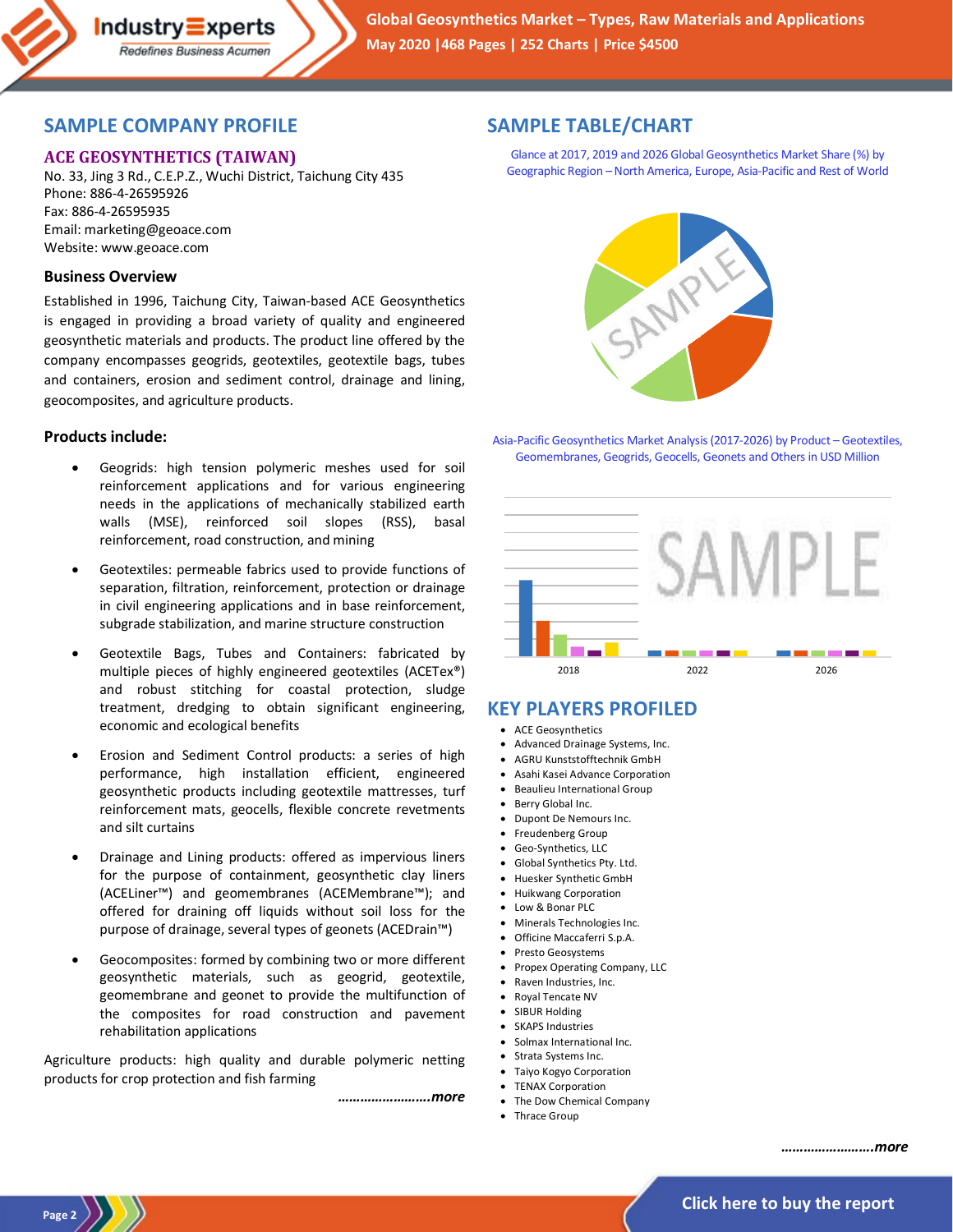## SAMPLE COMPANY PROFILE

### ACE GEOSYNTHETICS (TAIWAN)

No. 33, Jing 3 Rd., C.E.P.Z., Wuchi District, Taichung City 435
Phone: 886-4-26595926
Fax: 886-4-26595935
Email: marketing@geoace.com
Website: www.geoace.com

### Business Overview

Established in 1996, Taichung City, Taiwan-based ACE Geosynthetics is engaged in providing a broad variety of quality and engineered geosynthetic materials and products. The product line offered by the company encompasses geogrids, geotextiles, geotextile bags, tubes and containers, erosion and sediment control, drainage and lining, geocomposites, and agriculture products.

### Products include:

- Geogrids: high tension polymeric meshes used for soil reinforcement applications and for various engineering needs in the applications of mechanically stabilized earth walls (MSE), reinforced soil slopes (RSS), basal reinforcement, road construction, and mining
- Geotextiles: permeable fabrics used to provide functions of separation, filtration, reinforcement, protection or drainage in civil engineering applications and in base reinforcement, subgrade stabilization, and marine structure construction
- Geotextile Bags, Tubes and Containers: fabricated by multiple pieces of highly engineered geotextiles (ACETex®) and robust stitching for coastal protection, sludge treatment, dredging to obtain significant engineering, economic and ecological benefits
- Erosion and Sediment Control products: a series of high performance, high installation efficient, engineered geosynthetic products including geotextile mattresses, turf reinforcement mats, geocells, flexible concrete revetments and silt curtains
- Drainage and Lining products: offered as impervious liners for the purpose of containment, geosynthetic clay liners (ACELiner™) and geomembranes (ACEMembrane™); and offered for draining off liquids without soil loss for the purpose of drainage, several types of geonets (ACEDrain™)
- Geocomposites: formed by combining two or more different geosynthetic materials, such as geogrid, geotextile, geomembrane and geonet to provide the multifunction of the composites for road construction and pavement rehabilitation applications

Agriculture products: high quality and durable polymeric netting products for crop protection and fish farming

*……………………more*

## SAMPLE TABLE/CHART

Glance at 2017, 2019 and 2026 Global Geosynthetics Market Share (%) by Geographic Region – North America, Europe, Asia-Pacific and Rest of World

Asia-Pacific Geosynthetics Market Analysis (2017-2026) by Product – Geotextiles, Geomembranes, Geogrids, Geocells, Geonets and Others in USD Million

## KEY PLAYERS PROFILED

- ACE Geosynthetics
- Advanced Drainage Systems, Inc.
- AGRU Kunststofftechnik GmbH
- Asahi Kasei Advance Corporation
- Beaulieu International Group
- Berry Global Inc.
- Dupont De Nemours Inc.
- Freudenberg Group
- Geo-Synthetics, LLC
- Global Synthetics Pty. Ltd.
- Huesker Synthetic GmbH
- Huikwang Corporation
- Low & Bonar PLC
- Minerals Technologies Inc.
- Officine Maccaferri S.p.A.
- Presto Geosystems
- Propex Operating Company, LLC
- Raven Industries, Inc.
- Royal Tencate NV
- SIBUR Holding
- SKAPS Industries
- Solmax International Inc.
- Strata Systems Inc.
- Taiyo Kogyo Corporation
- TENAX Corporation
- The Dow Chemical Company
- Thrace Group

*……………………more*

Click here to buy the report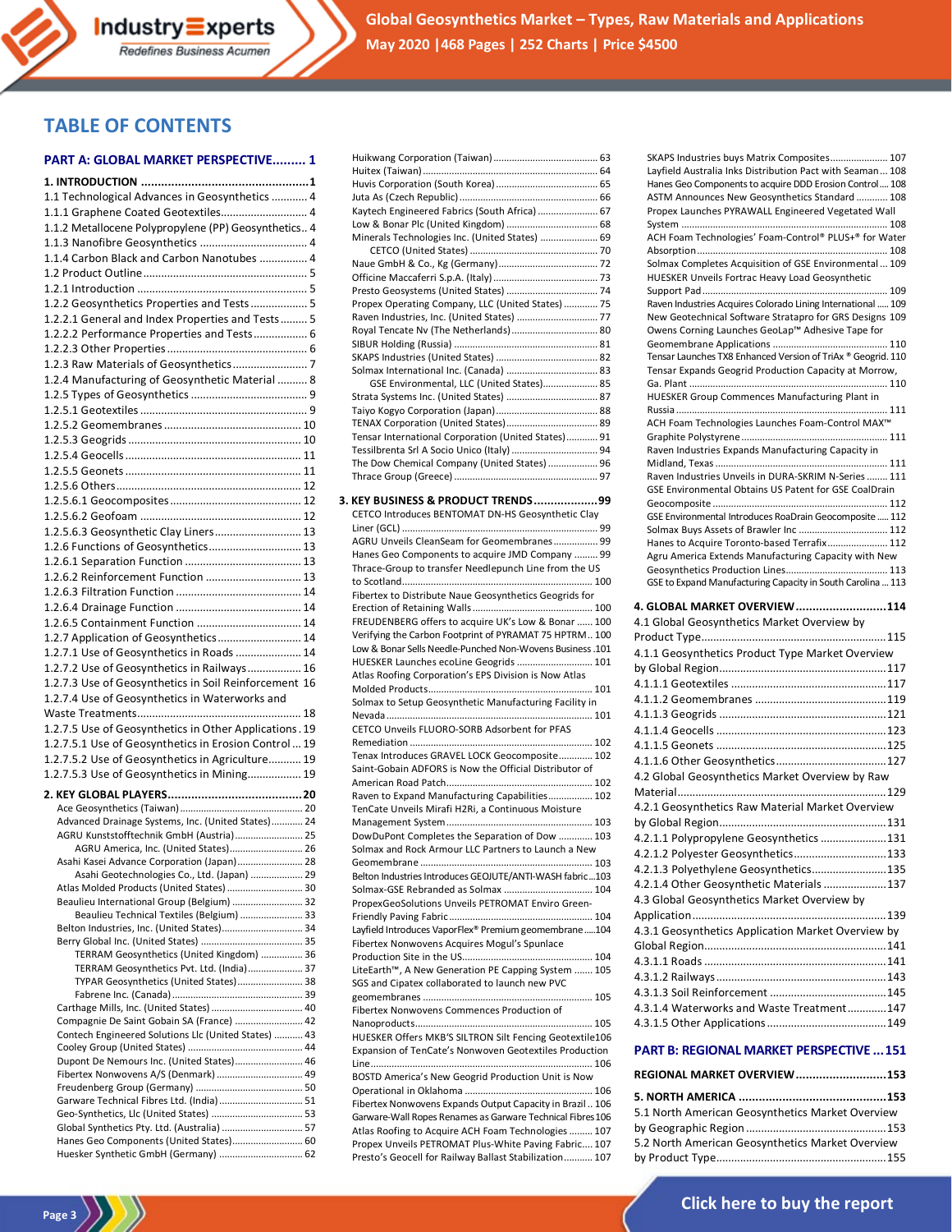# TABLE OF CONTENTS

**PART A: GLOBAL MARKET PERSPECTIVE......... 1**

**1. INTRODUCTION ................................................1**

1.1 Technological Advances in Geosynthetics ............ 4
1.1.1 Graphene Coated Geotextiles............................ 4
1.1.2 Metallocene Polypropylene (PP) Geosynthetics.. 4
1.1.3 Nanofibre Geosynthetics .................................. 4
1.1.4 Carbon Black and Carbon Nanotubes ................ 4
1.2 Product Outline.................................................. 5
1.2.1 Introduction ..................................................... 5
1.2.2 Geosynthetics Properties and Tests .................. 5
1.2.2.1 General and Index Properties and Tests ......... 5
1.2.2.2 Performance Properties and Tests.................. 6
1.2.2.3 Other Properties ............................................ 6
1.2.3 Raw Materials of Geosynthetics......................... 7
1.2.4 Manufacturing of Geosynthetic Material .......... 8
1.2.5 Types of Geosynthetics ..................................... 9
1.2.5.1 Geotextiles ..................................................... 9
1.2.5.2 Geomembranes ............................................ 10
1.2.5.3 Geogrids ....................................................... 10
1.2.5.4 Geocells ........................................................ 11
1.2.5.5 Geonets ........................................................ 11
1.2.5.6 Others........................................................... 12
1.2.5.6.1 Geocomposites .......................................... 12
1.2.5.6.2 Geofoam .................................................... 12
1.2.5.6.3 Geosynthetic Clay Liners............................ 13
1.2.6 Functions of Geosynthetics.............................. 13
1.2.6.1 Separation Function ...................................... 13
1.2.6.2 Reinforcement Function ................................ 13
1.2.6.3 Filtration Function ......................................... 14
1.2.6.4 Drainage Function ......................................... 14
1.2.6.5 Containment Function ................................... 14
1.2.7 Application of Geosynthetics............................ 14
1.2.7.1 Use of Geosynthetics in Roads ...................... 14
1.2.7.2 Use of Geosynthetics in Railways.................. 16
1.2.7.3 Use of Geosynthetics in Soil Reinforcement 16
1.2.7.4 Use of Geosynthetics in Waterworks and Waste Treatments...................................................... 18
1.2.7.5 Use of Geosynthetics in Other Applications. 19
1.2.7.5.1 Use of Geosynthetics in Erosion Control ... 19
1.2.7.5.2 Use of Geosynthetics in Agriculture........... 19
1.2.7.5.3 Use of Geosynthetics in Mining.................. 19

**2. KEY GLOBAL PLAYERS.......................................20**

Ace Geosynthetics (Taiwan) ...................................... 20
Advanced Drainage Systems, Inc. (United States)........... 24
AGRU Kunststofftechnik GmbH (Austria)......................... 25
- AGRU America, Inc. (United States)............................ 26

Asahi Kasei Advance Corporation (Japan)....................... 28
- Asahi Geotechnologies Co., Ltd. (Japan) ..................... 29

Atlas Molded Products (United States) .......................... 30
Beaulieu International Group (Belgium) ........................ 32
- Beaulieu Technical Textiles (Belgium) ......................... 33

Belton Industries, Inc. (United States)............................. 34
Berry Global Inc. (United States) ..................................... 35
- TERRAM Geosynthetics (United Kingdom) ................. 36
- TERRAM Geosynthetics Pvt. Ltd. (India)..................... 37
- TYPAR Geosynthetics (United States)......................... 38
- Fabrene Inc. (Canada)................................................. 39

Carthage Mills, Inc. (United States) ................................. 40
Compagnie De Saint Gobain SA (France) ......................... 42
Contech Engineered Solutions Llc (United States) .......... 43
Cooley Group (United States) .......................................... 44
Dupont De Nemours Inc. (United States).......................... 46
Fibertex Nonwovens A/S (Denmark) ................................ 49
Freudenberg Group (Germany) ........................................ 50
Garware Technical Fibres Ltd. (India) ............................... 51
Geo-Synthetics, Llc (United States) .................................. 53
Global Synthetics Pty. Ltd. (Australia) .............................. 57
Hanes Geo Components (United States)........................... 60
Huesker Synthetic GmbH (Germany) ................................ 62
Huikwang Corporation (Taiwan)....................................... 63
Huitex (Taiwan)................................................................. 64
Huvis Corporation (South Korea)...................................... 65
Juta As (Czech Republic)................................................... 66
Kaytech Engineered Fabrics (South Africa) ....................... 67
Low & Bonar Plc (United Kingdom) .................................. 68
Minerals Technologies Inc. (United States) ...................... 69
- CETCO (United States) ................................................ 70

Naue GmbH & Co., Kg (Germany)..................................... 72
Officine Maccaferri S.p.A. (Italy)....................................... 73
Presto Geosystems (United States) .................................. 74
Propex Operating Company, LLC (United States) ............ 75
Raven Industries, Inc. (United States) .............................. 77
Royal Tencate Nv (The Netherlands)................................. 80
SIBUR Holding (Russia) ..................................................... 81
SKAPS Industries (United States) ...................................... 82
Solmax International Inc. (Canada) .................................. 83
- GSE Environmental, LLC (United States)..................... 85

Strata Systems Inc. (United States) .................................. 87
Taiyo Kogyo Corporation (Japan)...................................... 88
TENAX Corporation (United States).................................. 89
Tensar International Corporation (United States)........... 91
Tessilbrenta Srl A Socio Unico (Italy) ................................ 94
The Dow Chemical Company (United States) .................. 96
Thrace Group (Greece) ..................................................... 97

**3. KEY BUSINESS & PRODUCT TRENDS...................99**

CETCO Introduces BENTOMAT DN-HS Geosynthetic Clay Liner (GCL) ........................................................................ 99
AGRU Unveils CleanSeam for Geomembranes................ 99
Hanes Geo Components to acquire JMD Company ......... 99
Thrace-Group to transfer Needlepunch Line from the US to Scotland....................................................................... 100
Fibertex to Distribute Naue Geosynthetics Geogrids for Erection of Retaining Walls ............................................ 100
FREUDENBERG offers to acquire UK's Low & Bonar ...... 100
Verifying the Carbon Footprint of PYRAMAT 75 HPTRM.. 100
Low & Bonar Sells Needle-Punched Non-Wovens Business .101
HUESKER Launches ecoLine Geogrids ............................ 101
Atlas Roofing Corporation's EPS Division is Now Atlas Molded Products............................................................. 101
Solmax to Setup Geosynthetic Manufacturing Facility in Nevada ........................................................................... 101
CETCO Unveils FLUORO-SORB Adsorbent for PFAS Remediation .................................................................... 102
Tenax Introduces GRAVEL LOCK Geocomposite............ 102
Saint-Gobain ADFORS is Now the Official Distributor of American Road Patch...................................................... 102
Raven to Expand Manufacturing Capabilities................. 102
TenCate Unveils Mirafi H2Ri, a Continuous Moisture Management System...................................................... 103
DowDuPont Completes the Separation of Dow ............ 103
Solmax and Rock Armour LLC Partners to Launch a New Geomembrane ............................................................... 103
Belton Industries Introduces GEOJUTE/ANTI-WASH fabric...103
Solmax-GSE Rebranded as Solmax ................................ 104
PropexGeoSolutions Unveils PETROMAT Enviro Green-Friendly Paving Fabric...................................................... 104
Layfield Introduces VaporFlex® Premium geomembrane .....104
Fibertex Nonwovens Acquires Mogul's Spunlace Production Site in the US................................................. 104
LiteEarth™, A New Generation PE Capping System ....... 105
SGS and Cipatex collaborated to launch new PVC geomembranes ............................................................... 105
Fibertex Nonwovens Commences Production of Nanoproducts.................................................................. 105
HUESKER Offers MKB'S SILTRON Silt Fencing Geotextile106
Expansion of TenCate's Nonwoven Geotextiles Production Line................................................................................. 106
BOSTD America's New Geogrid Production Unit is Now Operational in Oklahoma ............................................... 106
Fibertex Nonwovens Expands Output Capacity in Brazil .. 106
Garware-Wall Ropes Renames as Garware Technical Fibres106
Atlas Roofing to Acquire ACH Foam Technologies ......... 107
Propex Unveils PETROMAT Plus-White Paving Fabric..... 107
Presto's Geocell for Railway Ballast Stabilization........... 107
SKAPS Industries buys Matrix Composites...................... 107
Layfield Australia Inks Distribution Pact with Seaman .... 108
Hanes Geo Components to acquire DDD Erosion Control.... 108
ASTM Announces New Geosynthetics Standard ............ 108
Propex Launches PYRAWALL Engineered Vegetated Wall System ............................................................................ 108
ACH Foam Technologies' Foam-Control® PLUS+® for Water Absorption ...................................................................... 108
Solmax Completes Acquisition of GSE Environmental ... 109
HUESKER Unveils Fortrac Heavy Load Geosynthetic Support Pad .................................................................... 109
Raven Industries Acquires Colorado Lining International ..... 109
New Geotechnical Software Stratapro for GRS Designs 109
Owens Corning Launches GeoLap™ Adhesive Tape for Geomembrane Applications ........................................... 110
Tensar Launches TX8 Enhanced Version of TriAx ® Geogrid. 110
Tensar Expands Geogrid Production Capacity at Morrow, Ga. Plant ......................................................................... 110
HUESKER Group Commences Manufacturing Plant in Russia ............................................................................. 111
ACH Foam Technologies Launches Foam-Control MAX™ Graphite Polystyrene ...................................................... 111
Raven Industries Expands Manufacturing Capacity in Midland, Texas ............................................................... 111
Raven Industries Unveils in DURA-SKRIM N-Series ........ 111
GSE Environmental Obtains US Patent for GSE CoalDrain Geocomposite ................................................................ 112
GSE Environmental Introduces RoaDrain Geocomposite ..... 112
Solmax Buys Assets of Brawler Inc ................................. 112
Hanes to Acquire Toronto-based Terrafix....................... 112
Agru America Extends Manufacturing Capacity with New Geosynthetics Production Lines...................................... 113
GSE to Expand Manufacturing Capacity in South Carolina ... 113

**4. GLOBAL MARKET OVERVIEW...........................114**

4.1 Global Geosynthetics Market Overview by Product Type............................................................115
4.1.1 Geosynthetics Product Type Market Overview by Global Region.......................................................117
4.1.1.1 Geotextiles ...................................................117
4.1.1.2 Geomembranes ............................................119
4.1.1.3 Geogrids .......................................................121
4.1.1.4 Geocells ........................................................123
4.1.1.5 Geonets ........................................................125
4.1.1.6 Other Geosynthetics....................................127
4.2 Global Geosynthetics Market Overview by Raw Material.....................................................................129
4.2.1 Geosynthetics Raw Material Market Overview by Global Region.......................................................131
4.2.1.1 Polypropylene Geosynthetics ......................131
4.2.1.2 Polyester Geosynthetics...............................133
4.2.1.3 Polyethylene Geosynthetics.........................135
4.2.1.4 Other Geosynthetic Materials .....................137
4.3 Global Geosynthetics Market Overview by Application................................................................139
4.3.1 Geosynthetics Application Market Overview by Global Region............................................................141
4.3.1.1 Roads ............................................................141
4.3.1.2 Railways........................................................143
4.3.1.3 Soil Reinforcement .......................................145
4.3.1.4 Waterworks and Waste Treatment.............147
4.3.1.5 Other Applications .......................................149

**PART B: REGIONAL MARKET PERSPECTIVE ...151**

**REGIONAL MARKET OVERVIEW...........................153**

**5. NORTH AMERICA ............................................153**

5.1 North American Geosynthetics Market Overview by Geographic Region ...............................................153
5.2 North American Geosynthetics Market Overview by Product Type.........................................................155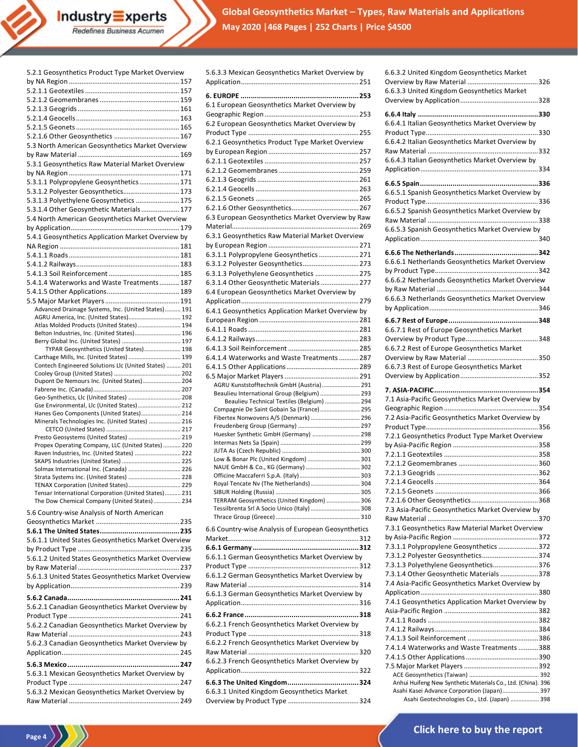5.2.1 Geosynthetics Product Type Market Overview by NA Region ............................................................ 157
5.2.1.1 Geotextiles ..................................................... 157
5.2.1.2 Geomembranes ............................................ 159
5.2.1.3 Geogrids ........................................................ 161
5.2.1.4 Geocells ......................................................... 163
5.2.1.5 Geonets ......................................................... 165
5.2.1.6 Other Geosynthetics .................................... 167
5.3 North American Geosynthetics Market Overview by Raw Material ....................................................... 169
5.3.1 Geosynthetics Raw Material Market Overview by NA Region ............................................................ 171
5.3.1.1 Polypropylene Geosynthetics ...................... 171
5.3.1.2 Polyester Geosynthetics ............................... 173
5.3.1.3 Polyethylene Geosynthetics ........................ 175
5.3.1.4 Other Geosynthetic Materials ..................... 177
5.4 North American Geosynthetics Market Overview by Application ........................................................... 179
5.4.1 Geosynthetics Application Market Overview by NA Region ................................................................. 181
5.4.1.1 Roads ............................................................. 181
5.4.1.2 Railways ......................................................... 183
5.4.1.3 Soil Reinforcement ....................................... 185
5.4.1.4 Waterworks and Waste Treatments ........... 187
5.4.1.5 Other Applications ........................................ 189
5.5 Major Market Players ........................................ 191
Advanced Drainage Systems, Inc. (United States) ......... 191
AGRU America, Inc. (United States) ............................... 192
Atlas Molded Products (United States) .......................... 194
Belton Industries, Inc. (United States) ............................ 196
Berry Global Inc. (United States) .................................... 197
TYPAR Geosynthetics (United States) ....................... 198
Carthage Mills, Inc. (United States) ................................ 199
Contech Engineered Solutions Llc (United States) ......... 201
Cooley Group (United States) ......................................... 202
Dupont De Nemours Inc. (United States) ....................... 204
Fabrene Inc. (Canada) ..................................................... 207
Geo-Synthetics, Llc (United States) ................................ 208
Gse Environmental, Llc (United States) .......................... 212
Hanes Geo Components (United States) ........................ 214
Minerals Technologies Inc. (United States) ................... 216
CETCO (United States) ............................................... 217
Presto Geosystems (United States) ................................ 219
Propex Operating Company, LLC (United States) ........... 220
Raven Industries, Inc. (United States) ............................ 222
SKAPS Industries (United States) .................................... 225
Solmax International Inc. (Canada) ................................ 226
Strata Systems Inc. (United States) ................................ 228
TENAX Corporation (United States) ................................ 229
Tensar International Corporation (United States) .......... 231
The Dow Chemical Company (United States) ................ 234

5.6 Country-wise Analysis of North American Geosynthetics Market .............................................. 235
**5.6.1 The United States ........................................ 235**
5.6.1.1 United States Geosynthetics Market Overview by Product Type ......................................................... 235
5.6.1.2 United States Geosynthetics Market Overview by Raw Material ........................................................ 237
5.6.1.3 United States Geosynthetics Market Overview by Application ............................................................ 239

**5.6.2 Canada ......................................................... 241**
5.6.2.1 Canadian Geosynthetics Market Overview by Product Type ............................................................. 241
5.6.2.2 Canadian Geosynthetics Market Overview by Raw Material ............................................................. 243
5.6.2.3 Canadian Geosynthetics Market Overview by Application ................................................................. 245

**5.6.3 Mexico ......................................................... 247**
5.6.3.1 Mexican Geosynthetics Market Overview by Product Type ............................................................. 247
5.6.3.2 Mexican Geosynthetics Market Overview by Raw Material ............................................................. 249
5.6.3.3 Mexican Geosynthetics Market Overview by Application ................................................................. 251

**6. EUROPE ........................................................... 253**
6.1 European Geosynthetics Market Overview by Geographic Region .................................................... 253
6.2 European Geosynthetics Market Overview by Product Type ............................................................. 255
6.2.1 Geosynthetics Product Type Market Overview by European Region .................................................. 257
6.2.1.1 Geotextiles ..................................................... 257
6.2.1.2 Geomembranes ............................................ 259
6.2.1.3 Geogrids ........................................................ 261
6.2.1.4 Geocells ......................................................... 263
6.2.1.5 Geonets ......................................................... 265
6.2.1.6 Other Geosynthetics ..................................... 267
6.3 European Geosynthetics Market Overview by Raw Material ..................................................................... 269
6.3.1 Geosynthetics Raw Material Market Overview by European Region .................................................. 271
6.3.1.1 Polypropylene Geosynthetics ...................... 271
6.3.1.2 Polyester Geosynthetics ............................... 273
6.3.1.3 Polyethylene Geosynthetics ........................ 275
6.3.1.4 Other Geosynthetic Materials ..................... 277
6.4 European Geosynthetics Market Overview by Application ................................................................. 279
6.4.1 Geosynthetics Application Market Overview by European Region ....................................................... 281
6.4.1.1 Roads ............................................................. 281
6.4.1.2 Railways ......................................................... 283
6.4.1.3 Soil Reinforcement ....................................... 285
6.4.1.4 Waterworks and Waste Treatments ........... 287
6.4.1.5 Other Applications ........................................ 289
6.5 Major Market Players ........................................ 291
AGRU Kunststofftechnik GmbH (Austria) ....................... 291
Beaulieu International Group (Belgium) ......................... 293
Beaulieu Technical Textiles (Belgium) ...................... 294
Compagnie De Saint Gobain Sa (France) ......................... 295
Fibertex Nonwovens A/S (Denmark) ............................... 296
Freudenberg Group (Germany) ....................................... 297
Huesker Synthetic GmbH (Germany) .............................. 298
Intermas Nets Sa (Spain) ................................................. 299
JUTA As (Czech Republic) ................................................ 300
Low & Bonar Plc (United Kingdom) ................................. 301
NAUE GmbH & Co., KG (Germany) .................................. 302
Officine Maccaferri S.p.A. (Italy) ..................................... 303
Royal Tencate Nv (The Netherlands) ............................... 304
SIBUR Holding (Russia) .................................................... 305
TERRAM Geosynthetics (United Kingdom) ..................... 306
Tessilbrenta Srl A Socio Unico (Italy) .............................. 308
Thrace Group (Greece) .................................................... 310

6.6 Country-wise Analysis of European Geosynthetics Market ............................................................... 312
**6.6.1 Germany ...................................................... 312**
6.6.1.1 German Geosynthetics Market Overview by Product Type ............................................................. 312
6.6.1.2 German Geosynthetics Market Overview by Raw Material ............................................................. 314
6.6.1.3 German Geosynthetics Market Overview by Application ................................................................. 316

**6.6.2 France .......................................................... 318**
6.6.2.1 French Geosynthetics Market Overview by Product Type ............................................................. 318
6.6.2.2 French Geosynthetics Market Overview by Raw Material ............................................................. 320
6.6.2.3 French Geosynthetics Market Overview by Application ................................................................. 322

**6.6.3 The United Kingdom .................................... 324**
6.6.3.1 United Kingdom Geosynthetics Market Overview by Product Type ....................................... 324
6.6.3.2 United Kingdom Geosynthetics Market Overview by Raw Material ....................................... 326
6.6.3.3 United Kingdom Geosynthetics Market Overview by Application ........................................... 328

**6.6.4 Italy ............................................................. 330**
6.6.4.1 Italian Geosynthetics Market Overview by Product Type ............................................................. 330
6.6.4.2 Italian Geosynthetics Market Overview by Raw Material ............................................................. 332
6.6.4.3 Italian Geosynthetics Market Overview by Application ................................................................. 334

**6.6.5 Spain ............................................................ 336**
6.6.5.1 Spanish Geosynthetics Market Overview by Product Type ............................................................. 336
6.6.5.2 Spanish Geosynthetics Market Overview by Raw Material ............................................................. 338
6.6.5.3 Spanish Geosynthetics Market Overview by Application ................................................................. 340

**6.6.6 The Netherlands ........................................... 342**
6.6.6.1 Netherlands Geosynthetics Market Overview by Product Type ......................................................... 342
6.6.6.2 Netherlands Geosynthetics Market Overview by Raw Material ........................................................ 344
6.6.6.3 Netherlands Geosynthetics Market Overview by Application ............................................................ 346

**6.6.7 Rest of Europe .............................................. 348**
6.6.7.1 Rest of Europe Geosynthetics Market Overview by Product Type ......................................... 348
6.6.7.2 Rest of Europe Geosynthetics Market Overview by Raw Material ....................................... 350
6.6.7.3 Rest of Europe Geosynthetics Market Overview by Application ........................................... 352

**7. ASIA-PACIFIC .................................................... 354**
7.1 Asia-Pacific Geosynthetics Market Overview by Geographic Region .................................................... 354
7.2 Asia-Pacific Geosynthetics Market Overview by Product Type ............................................................. 356
7.2.1 Geosynthetics Product Type Market Overview by Asia-Pacific Region ............................................... 358
7.2.1.1 Geotextiles ..................................................... 358
7.2.1.2 Geomembranes ............................................ 360
7.2.1.3 Geogrids ........................................................ 362
7.2.1.4 Geocells ......................................................... 364
7.2.1.5 Geonets ......................................................... 366
7.2.1.6 Other Geosynthetics ..................................... 368
7.3 Asia-Pacific Geosynthetics Market Overview by Raw Material ............................................................. 370
7.3.1 Geosynthetics Raw Material Market Overview by Asia-Pacific Region ............................................... 372
7.3.1.1 Polypropylene Geosynthetics ...................... 372
7.3.1.2 Polyester Geosynthetics ............................... 374
7.3.1.3 Polyethylene Geosynthetics ........................ 376
7.3.1.4 Other Geosynthetic Materials ..................... 378
7.4 Asia-Pacific Geosynthetics Market Overview by Application ................................................................. 380
7.4.1 Geosynthetics Application Market Overview by Asia-Pacific Region ................................................... 382
7.4.1.1 Roads ............................................................. 382
7.4.1.2 Railways ......................................................... 384
7.4.1.3 Soil Reinforcement ....................................... 386
7.4.1.4 Waterworks and Waste Treatments ........... 388
7.4.1.5 Other Applications ........................................ 390
7.5 Major Market Players ........................................ 392
ACE Geosynthetics (Taiwan) ........................................... 392
Anhui Huifeng New Synthetic Materials Co., Ltd. (China). 396
Asahi Kasei Advance Corporation (Japan) ....................... 397
Asahi Geotechnologies Co., Ltd. (Japan) ................. 398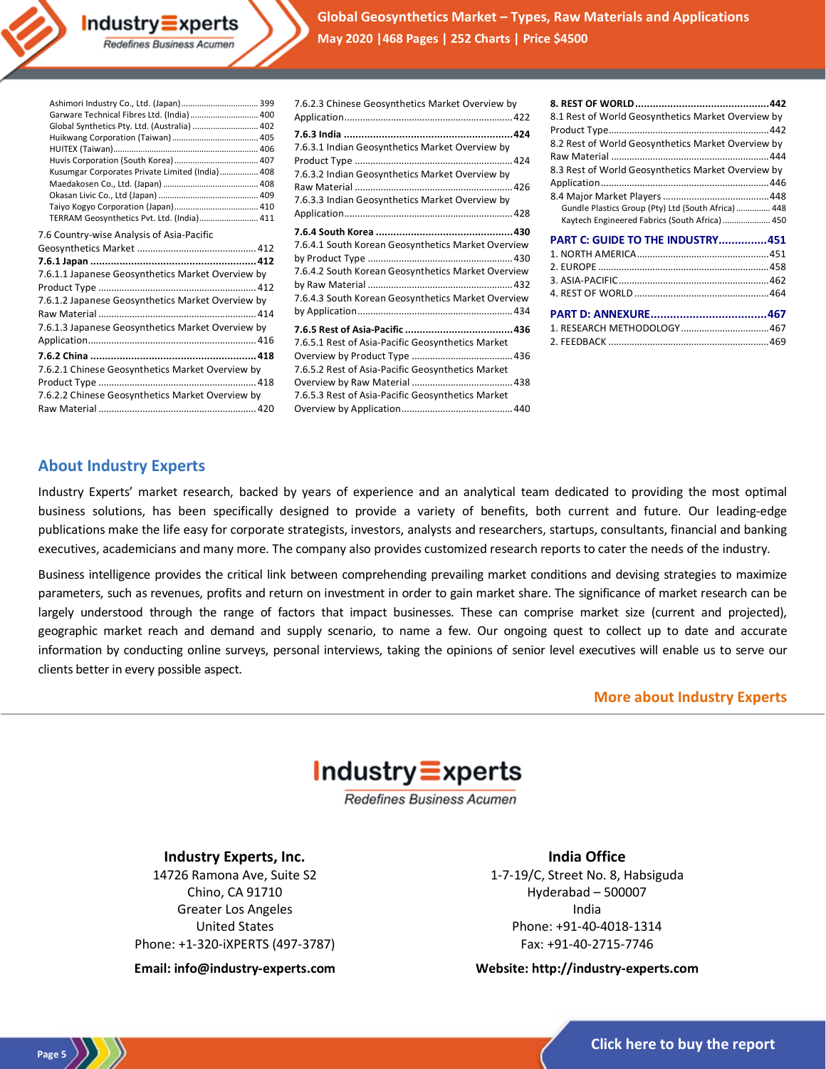Ashimori Industry Co., Ltd. (Japan) ..... 399
Garware Technical Fibres Ltd. (India) ..... 400
Global Synthetics Pty. Ltd. (Australia) ..... 402
Huikwang Corporation (Taiwan) ..... 405
HUITEX (Taiwan) ..... 406
Huvis Corporation (South Korea) ..... 407
Kusumgar Corporates Private Limited (India) ..... 408
Maedakosen Co., Ltd. (Japan) ..... 408
Okasan Livic Co., Ltd (Japan) ..... 409
Taiyo Kogyo Corporation (Japan) ..... 410
TERRAM Geosynthetics Pvt. Ltd. (India) ..... 411

7.6 Country-wise Analysis of Asia-Pacific Geosynthetics Market ..... 412

**7.6.1 Japan ..... 412**

7.6.1.1 Japanese Geosynthetics Market Overview by Product Type ..... 412
7.6.1.2 Japanese Geosynthetics Market Overview by Raw Material ..... 414
7.6.1.3 Japanese Geosynthetics Market Overview by Application ..... 416

**7.6.2 China ..... 418**

7.6.2.1 Chinese Geosynthetics Market Overview by Product Type ..... 418
7.6.2.2 Chinese Geosynthetics Market Overview by Raw Material ..... 420
7.6.2.3 Chinese Geosynthetics Market Overview by Application ..... 422

**7.6.3 India ..... 424**

7.6.3.1 Indian Geosynthetics Market Overview by Product Type ..... 424
7.6.3.2 Indian Geosynthetics Market Overview by Raw Material ..... 426
7.6.3.3 Indian Geosynthetics Market Overview by Application ..... 428

**7.6.4 South Korea ..... 430**

7.6.4.1 South Korean Geosynthetics Market Overview by Product Type ..... 430
7.6.4.2 South Korean Geosynthetics Market Overview by Raw Material ..... 432
7.6.4.3 South Korean Geosynthetics Market Overview by Application ..... 434

**7.6.5 Rest of Asia-Pacific ..... 436**

7.6.5.1 Rest of Asia-Pacific Geosynthetics Market Overview by Product Type ..... 436
7.6.5.2 Rest of Asia-Pacific Geosynthetics Market Overview by Raw Material ..... 438
7.6.5.3 Rest of Asia-Pacific Geosynthetics Market Overview by Application ..... 440

**8. REST OF WORLD ..... 442**

8.1 Rest of World Geosynthetics Market Overview by Product Type ..... 442
8.2 Rest of World Geosynthetics Market Overview by Raw Material ..... 444
8.3 Rest of World Geosynthetics Market Overview by Application ..... 446
8.4 Major Market Players ..... 448
Gundle Plastics Group (Pty) Ltd (South Africa) ..... 448
Kaytech Engineered Fabrics (South Africa) ..... 450

**PART C: GUIDE TO THE INDUSTRY ..... 451**

1. NORTH AMERICA ..... 451
2. EUROPE ..... 458
3. ASIA-PACIFIC ..... 462
4. REST OF WORLD ..... 464

**PART D: ANNEXURE ..... 467**

1. RESEARCH METHODOLOGY ..... 467
2. FEEDBACK ..... 469

## About Industry Experts

Industry Experts' market research, backed by years of experience and an analytical team dedicated to providing the most optimal business solutions, has been specifically designed to provide a variety of benefits, both current and future. Our leading-edge publications make the life easy for corporate strategists, investors, analysts and researchers, startups, consultants, financial and banking executives, academicians and many more. The company also provides customized research reports to cater the needs of the industry.

Business intelligence provides the critical link between comprehending prevailing market conditions and devising strategies to maximize parameters, such as revenues, profits and return on investment in order to gain market share. The significance of market research can be largely understood through the range of factors that impact businesses. These can comprise market size (current and projected), geographic market reach and demand and supply scenario, to name a few. Our ongoing quest to collect up to date and accurate information by conducting online surveys, personal interviews, taking the opinions of senior level executives will enable us to serve our clients better in every possible aspect.

More about Industry Experts

Industry Experts
Redefines Business Acumen

**Industry Experts, Inc.**
14726 Ramona Ave, Suite S2
Chino, CA 91710
Greater Los Angeles
United States
Phone: +1-320-iXPERTS (497-3787)

**Email: info@industry-experts.com**

**India Office**
1-7-19/C, Street No. 8, Habsiguda
Hyderabad – 500007
India
Phone: +91-40-4018-1314
Fax: +91-40-2715-7746

**Website: http://industry-experts.com**

Click here to buy the report